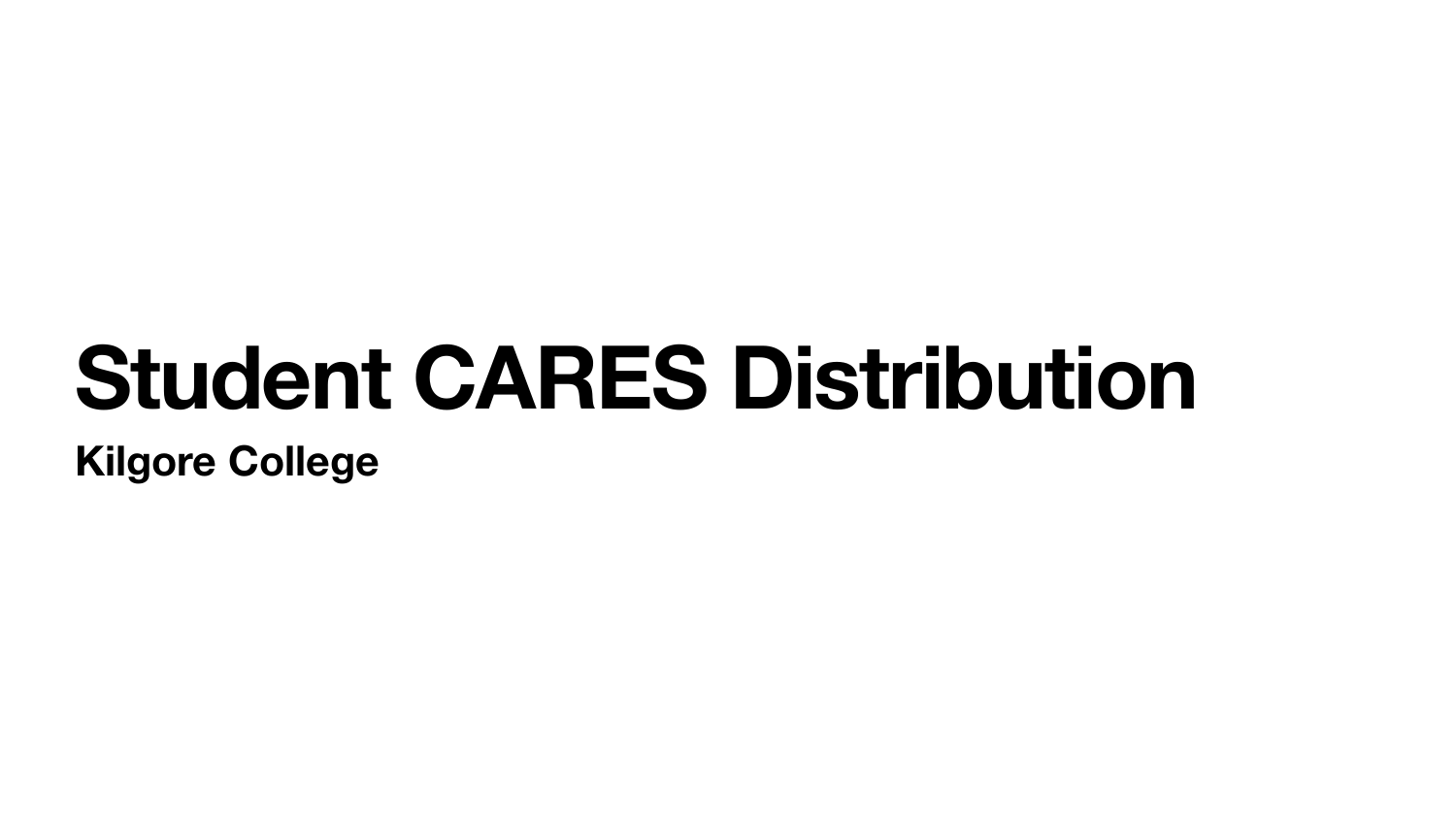# Student CARES Distribution

**Kilgore College**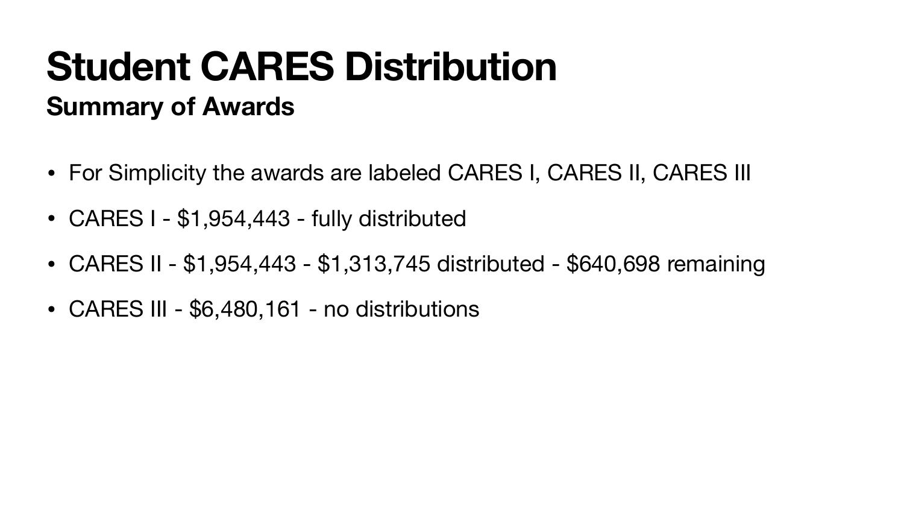# Student CARES Distribution

## Summary of Awards

- For Simplicity the awards are labeled CARES I, CARES II, CARES III
- CARES I - $1,954,443 - fully distributed
- CARES II - $1,954,443 - $1,313,745 distributed - $640,698 remaining
- CARES III - $6,480,161 - no distributions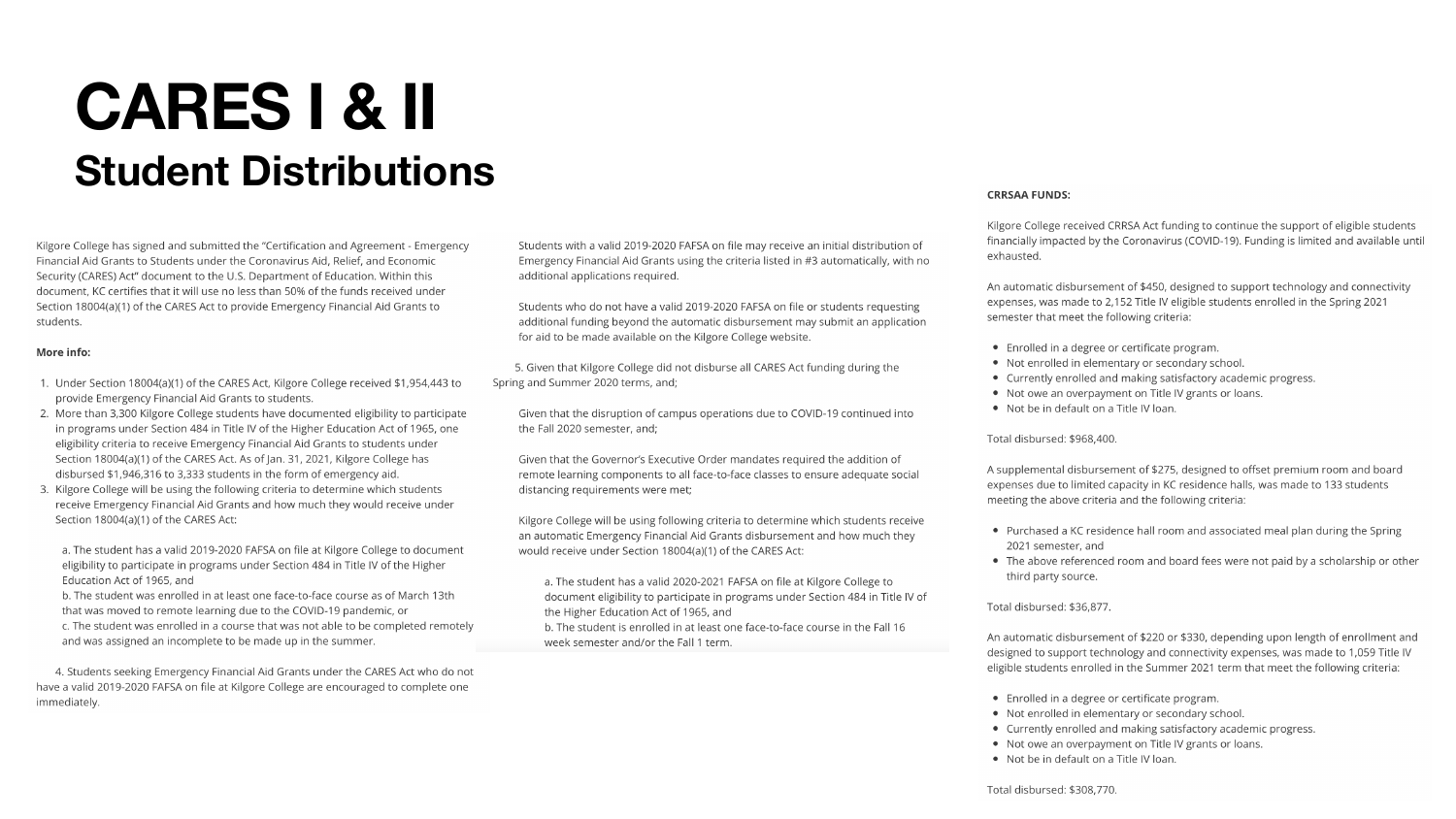# CARES I & II

## Student Distributions

Kilgore College has signed and submitted the "Certification and Agreement - Emergency Financial Aid Grants to Students under the Coronavirus Aid, Relief, and Economic Security (CARES) Act" document to the U.S. Department of Education. Within this document, KC certifies that it will use no less than 50% of the funds received under Section 18004(a)(1) of the CARES Act to provide Emergency Financial Aid Grants to students.

**More info:**

1. Under Section 18004(a)(1) of the CARES Act, Kilgore College received $1,954,443 to provide Emergency Financial Aid Grants to students.
2. More than 3,300 Kilgore College students have documented eligibility to participate in programs under Section 484 in Title IV of the Higher Education Act of 1965, one eligibility criteria to receive Emergency Financial Aid Grants to students under Section 18004(a)(1) of the CARES Act. As of Jan. 31, 2021, Kilgore College has disbursed $1,946,316 to 3,333 students in the form of emergency aid.
3. Kilgore College will be using the following criteria to determine which students receive Emergency Financial Aid Grants and how much they would receive under Section 18004(a)(1) of the CARES Act:

   a. The student has a valid 2019-2020 FAFSA on file at Kilgore College to document eligibility to participate in programs under Section 484 in Title IV of the Higher Education Act of 1965, and
   b. The student was enrolled in at least one face-to-face course as of March 13th that was moved to remote learning due to the COVID-19 pandemic, or
   c. The student was enrolled in a course that was not able to be completed remotely and was assigned an incomplete to be made up in the summer.

4. Students seeking Emergency Financial Aid Grants under the CARES Act who do not have a valid 2019-2020 FAFSA on file at Kilgore College are encouraged to complete one immediately.

   Students with a valid 2019-2020 FAFSA on file may receive an initial distribution of Emergency Financial Aid Grants using the criteria listed in #3 automatically, with no additional applications required.

   Students who do not have a valid 2019-2020 FAFSA on file or students requesting additional funding beyond the automatic disbursement may submit an application for aid to be made available on the Kilgore College website.

5. Given that Kilgore College did not disburse all CARES Act funding during the Spring and Summer 2020 terms, and;

   Given that the disruption of campus operations due to COVID-19 continued into the Fall 2020 semester, and;

   Given that the Governor's Executive Order mandates required the addition of remote learning components to all face-to-face classes to ensure adequate social distancing requirements were met;

   Kilgore College will be using following criteria to determine which students receive an automatic Emergency Financial Aid Grants disbursement and how much they would receive under Section 18004(a)(1) of the CARES Act:

   a. The student has a valid 2020-2021 FAFSA on file at Kilgore College to document eligibility to participate in programs under Section 484 in Title IV of the Higher Education Act of 1965, and
   b. The student is enrolled in at least one face-to-face course in the Fall 16 week semester and/or the Fall 1 term.

**CRRSAA FUNDS:**

Kilgore College received CRRSA Act funding to continue the support of eligible students financially impacted by the Coronavirus (COVID-19). Funding is limited and available until exhausted.

An automatic disbursement of $450, designed to support technology and connectivity expenses, was made to 2,152 Title IV eligible students enrolled in the Spring 2021 semester that meet the following criteria:

- Enrolled in a degree or certificate program.
- Not enrolled in elementary or secondary school.
- Currently enrolled and making satisfactory academic progress.
- Not owe an overpayment on Title IV grants or loans.
- Not be in default on a Title IV loan.

Total disbursed: $968,400.

A supplemental disbursement of $275, designed to offset premium room and board expenses due to limited capacity in KC residence halls, was made to 133 students meeting the above criteria and the following criteria:

- Purchased a KC residence hall room and associated meal plan during the Spring 2021 semester, and
- The above referenced room and board fees were not paid by a scholarship or other third party source.

Total disbursed: $36,877.

An automatic disbursement of $220 or $330, depending upon length of enrollment and designed to support technology and connectivity expenses, was made to 1,059 Title IV eligible students enrolled in the Summer 2021 term that meet the following criteria:

- Enrolled in a degree or certificate program.
- Not enrolled in elementary or secondary school.
- Currently enrolled and making satisfactory academic progress.
- Not owe an overpayment on Title IV grants or loans.
- Not be in default on a Title IV loan.

Total disbursed: $308,770.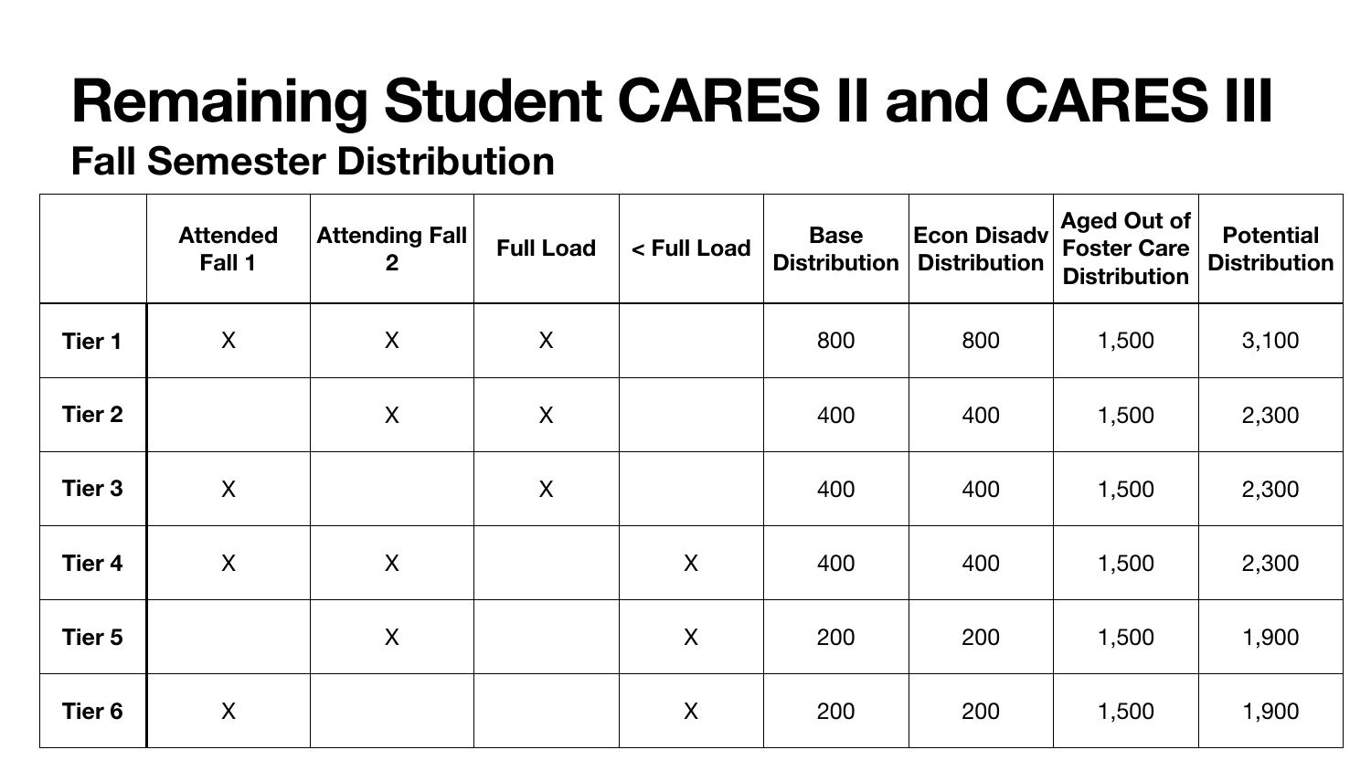# Remaining Student CARES II and CARES III

## Fall Semester Distribution

| | Attended Fall 1 | Attending Fall 2 | Full Load | < Full Load | Base Distribution | Econ Disadv Distribution | Aged Out of Foster Care Distribution | Potential Distribution |
|---|---|---|---|---|---|---|---|---|
| **Tier 1** | X | X | X | | 800 | 800 | 1,500 | 3,100 |
| **Tier 2** | | X | X | | 400 | 400 | 1,500 | 2,300 |
| **Tier 3** | X | | X | | 400 | 400 | 1,500 | 2,300 |
| **Tier 4** | X | X | | X | 400 | 400 | 1,500 | 2,300 |
| **Tier 5** | | X | | X | 200 | 200 | 1,500 | 1,900 |
| **Tier 6** | X | | | X | 200 | 200 | 1,500 | 1,900 |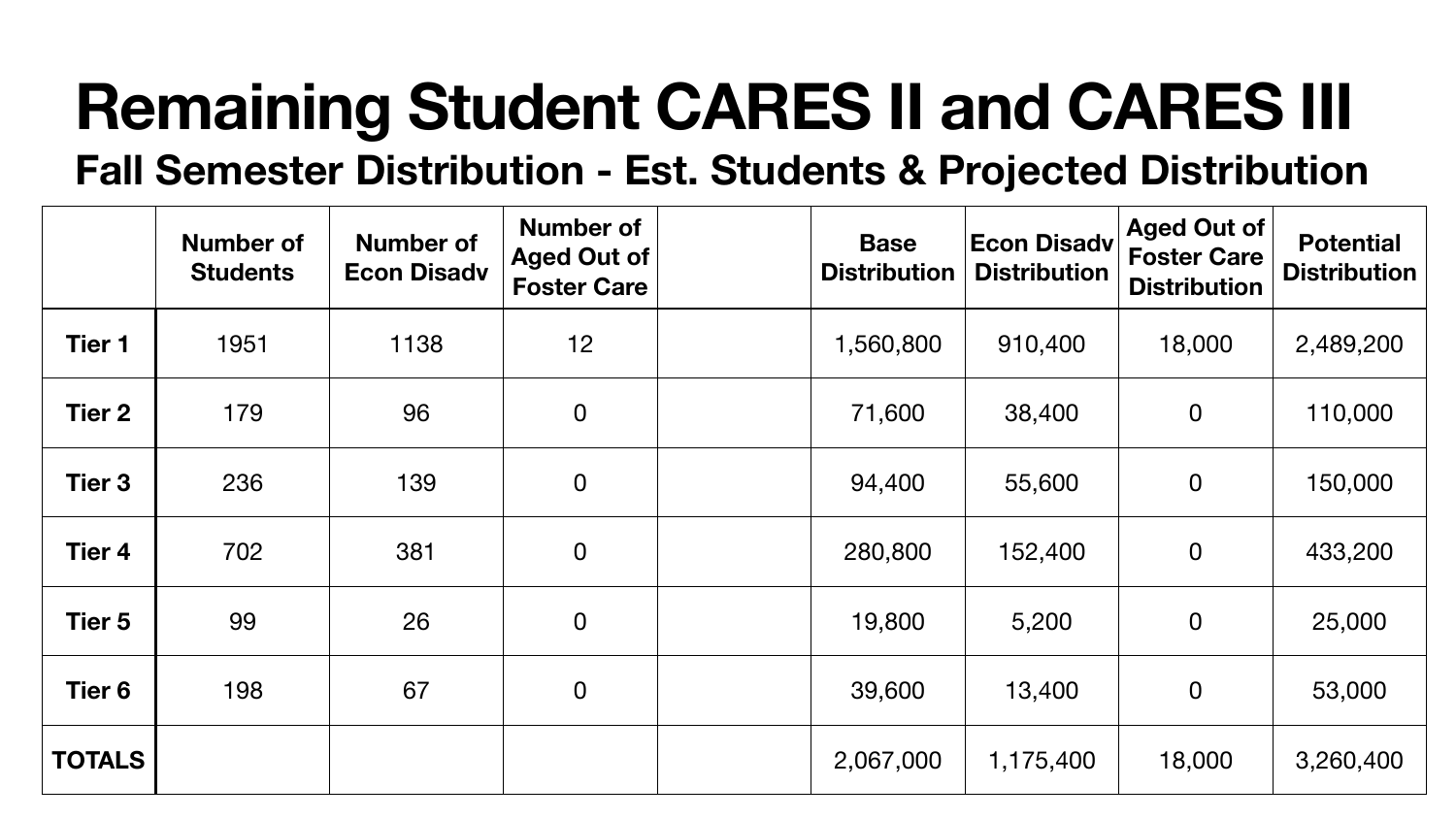# Remaining Student CARES II and CARES III

## Fall Semester Distribution - Est. Students & Projected Distribution

| | Number of Students | Number of Econ Disadv | Number of Aged Out of Foster Care | | Base Distribution | Econ Disadv Distribution | Aged Out of Foster Care Distribution | Potential Distribution |
|---|---|---|---|---|---|---|---|---|
| **Tier 1** | 1951 | 1138 | 12 | | 1,560,800 | 910,400 | 18,000 | 2,489,200 |
| **Tier 2** | 179 | 96 | 0 | | 71,600 | 38,400 | 0 | 110,000 |
| **Tier 3** | 236 | 139 | 0 | | 94,400 | 55,600 | 0 | 150,000 |
| **Tier 4** | 702 | 381 | 0 | | 280,800 | 152,400 | 0 | 433,200 |
| **Tier 5** | 99 | 26 | 0 | | 19,800 | 5,200 | 0 | 25,000 |
| **Tier 6** | 198 | 67 | 0 | | 39,600 | 13,400 | 0 | 53,000 |
| **TOTALS** | | | | | 2,067,000 | 1,175,400 | 18,000 | 3,260,400 |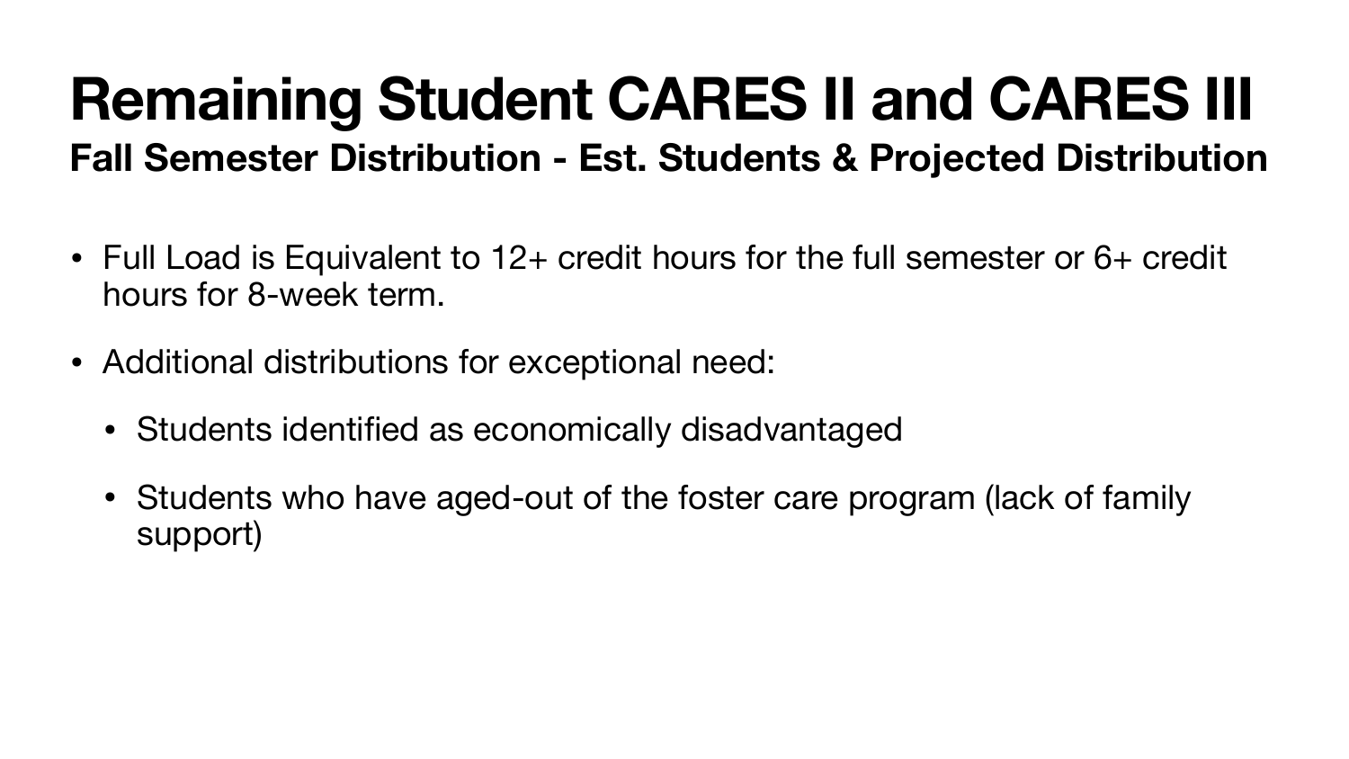# Remaining Student CARES II and CARES III

## Fall Semester Distribution - Est. Students & Projected Distribution

- Full Load is Equivalent to 12+ credit hours for the full semester or 6+ credit hours for 8-week term.
- Additional distributions for exceptional need:
  - Students identified as economically disadvantaged
  - Students who have aged-out of the foster care program (lack of family support)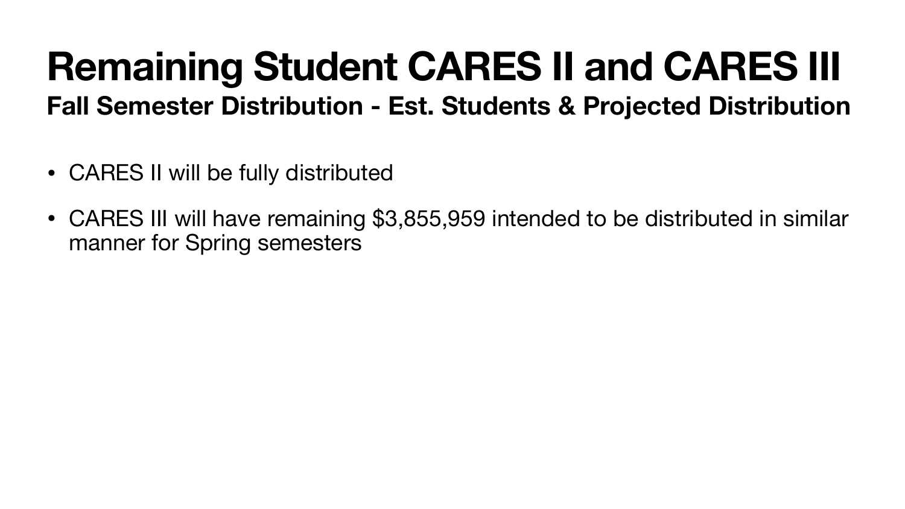# Remaining Student CARES II and CARES III

## Fall Semester Distribution - Est. Students & Projected Distribution

- CARES II will be fully distributed
- CARES III will have remaining $3,855,959 intended to be distributed in similar manner for Spring semesters